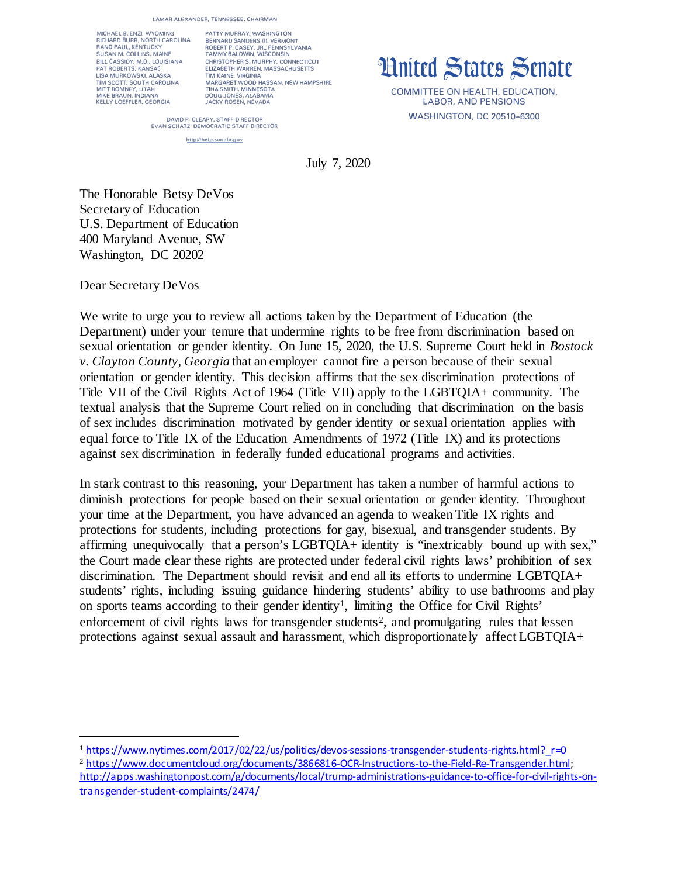LAMAR ALEXANDER, TENNESSEE, CHAIRMAN

MICHAEL B. ENZI, WYOMING
RICHARD BURR, NORTH CAROLINA
RAND PAUL, KENTUCKY
SUSAN M. COLLINS, MAINE
BILL CASSIDY, M.D., LOUISIANA
PAT ROBERTS, KANSAS
LISA MURKOWSKI, ALASKA
TIM SCOTT, SOUTH CAROLINA
MITT ROMNEY, UTAH
MIKE BRAUN, INDIANA
KELLY LOEFFLER, GEORGIA

PATTY MURRAY, WASHINGTON
BERNARD SANDERS (I), VERMONT
ROBERT P. CASEY, JR., PENNSYLVANIA
TAMMY BALDWIN, WISCONSIN
CHRISTOPHER S. MURPHY, CONNECTICUT
ELIZABETH WARREN, MASSACHUSETTS
TIM KAINE, VIRGINIA
MARGARET WOOD HASSAN, NEW HAMPSHIRE
TINA SMITH, MINNESOTA
DOUG JONES, ALABAMA
JACKY ROSEN, NEVADA

DAVID P. CLEARY, STAFF DIRECTOR
EVAN SCHATZ, DEMOCRATIC STAFF DIRECTOR

http://help.senate.gov

# United States Senate

COMMITTEE ON HEALTH, EDUCATION, LABOR, AND PENSIONS
WASHINGTON, DC 20510-6300

July 7, 2020

The Honorable Betsy DeVos
Secretary of Education
U.S. Department of Education
400 Maryland Avenue, SW
Washington, DC 20202

Dear Secretary DeVos

We write to urge you to review all actions taken by the Department of Education (the Department) under your tenure that undermine rights to be free from discrimination based on sexual orientation or gender identity. On June 15, 2020, the U.S. Supreme Court held in *Bostock v. Clayton County, Georgia* that an employer cannot fire a person because of their sexual orientation or gender identity. This decision affirms that the sex discrimination protections of Title VII of the Civil Rights Act of 1964 (Title VII) apply to the LGBTQIA+ community. The textual analysis that the Supreme Court relied on in concluding that discrimination on the basis of sex includes discrimination motivated by gender identity or sexual orientation applies with equal force to Title IX of the Education Amendments of 1972 (Title IX) and its protections against sex discrimination in federally funded educational programs and activities.

In stark contrast to this reasoning, your Department has taken a number of harmful actions to diminish protections for people based on their sexual orientation or gender identity. Throughout your time at the Department, you have advanced an agenda to weaken Title IX rights and protections for students, including protections for gay, bisexual, and transgender students. By affirming unequivocally that a person's LGBTQIA+ identity is "inextricably bound up with sex," the Court made clear these rights are protected under federal civil rights laws' prohibition of sex discrimination. The Department should revisit and end all its efforts to undermine LGBTQIA+ students' rights, including issuing guidance hindering students' ability to use bathrooms and play on sports teams according to their gender identity[1], limiting the Office for Civil Rights' enforcement of civil rights laws for transgender students[2], and promulgating rules that lessen protections against sexual assault and harassment, which disproportionately affect LGBTQIA+

---

[1] https://www.nytimes.com/2017/02/22/us/politics/devos-sessions-transgender-students-rights.html?_r=0

[2] https://www.documentcloud.org/documents/3866816-OCR-Instructions-to-the-Field-Re-Transgender.html; http://apps.washingtonpost.com/g/documents/local/trump-administrations-guidance-to-office-for-civil-rights-on-transgender-student-complaints/2474/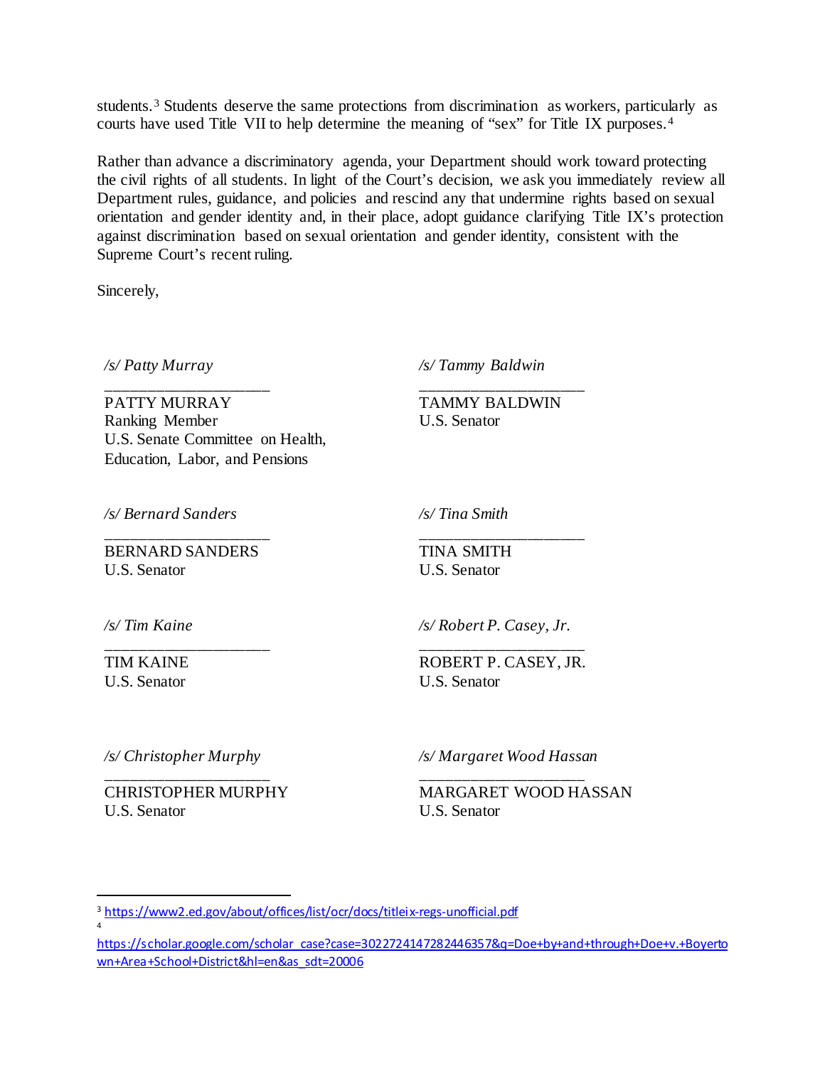students.[3] Students deserve the same protections from discrimination as workers, particularly as courts have used Title VII to help determine the meaning of "sex" for Title IX purposes.[4]

Rather than advance a discriminatory agenda, your Department should work toward protecting the civil rights of all students. In light of the Court's decision, we ask you immediately review all Department rules, guidance, and policies and rescind any that undermine rights based on sexual orientation and gender identity and, in their place, adopt guidance clarifying Title IX's protection against discrimination based on sexual orientation and gender identity, consistent with the Supreme Court's recent ruling.

Sincerely,

*/s/ Patty Murray*
\_\_\_\_\_\_\_\_\_\_\_\_\_\_\_\_\_\_\_\_
PATTY MURRAY
Ranking Member
U.S. Senate Committee on Health, Education, Labor, and Pensions

*/s/ Tammy Baldwin*
\_\_\_\_\_\_\_\_\_\_\_\_\_\_\_\_\_\_\_\_
TAMMY BALDWIN
U.S. Senator

*/s/ Bernard Sanders*
\_\_\_\_\_\_\_\_\_\_\_\_\_\_\_\_\_\_\_\_
BERNARD SANDERS
U.S. Senator

*/s/ Tina Smith*
\_\_\_\_\_\_\_\_\_\_\_\_\_\_\_\_\_\_\_\_
TINA SMITH
U.S. Senator

*/s/ Tim Kaine*
\_\_\_\_\_\_\_\_\_\_\_\_\_\_\_\_\_\_\_\_
TIM KAINE
U.S. Senator

*/s/ Robert P. Casey, Jr.*
\_\_\_\_\_\_\_\_\_\_\_\_\_\_\_\_\_\_\_\_
ROBERT P. CASEY, JR.
U.S. Senator

*/s/ Christopher Murphy*
\_\_\_\_\_\_\_\_\_\_\_\_\_\_\_\_\_\_\_\_
CHRISTOPHER MURPHY
U.S. Senator

*/s/ Margaret Wood Hassan*
\_\_\_\_\_\_\_\_\_\_\_\_\_\_\_\_\_\_\_\_
MARGARET WOOD HASSAN
U.S. Senator

---

[3] https://www2.ed.gov/about/offices/list/ocr/docs/titleix-regs-unofficial.pdf

[4] https://scholar.google.com/scholar_case?case=3022724147282446357&q=Doe+by+and+through+Doe+v.+Boyertown+Area+School+District&hl=en&as_sdt=20006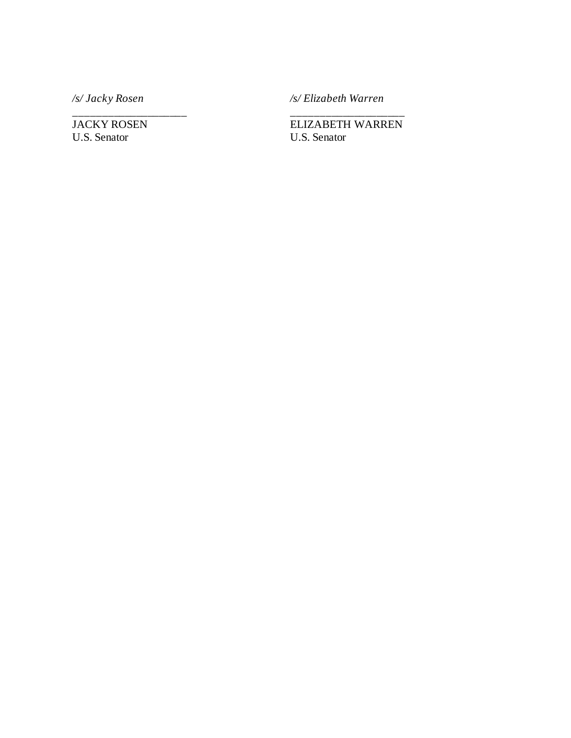*/s/ Jacky Rosen*
_____________________
JACKY ROSEN
U.S. Senator

*/s/ Elizabeth Warren*
_____________________
ELIZABETH WARREN
U.S. Senator